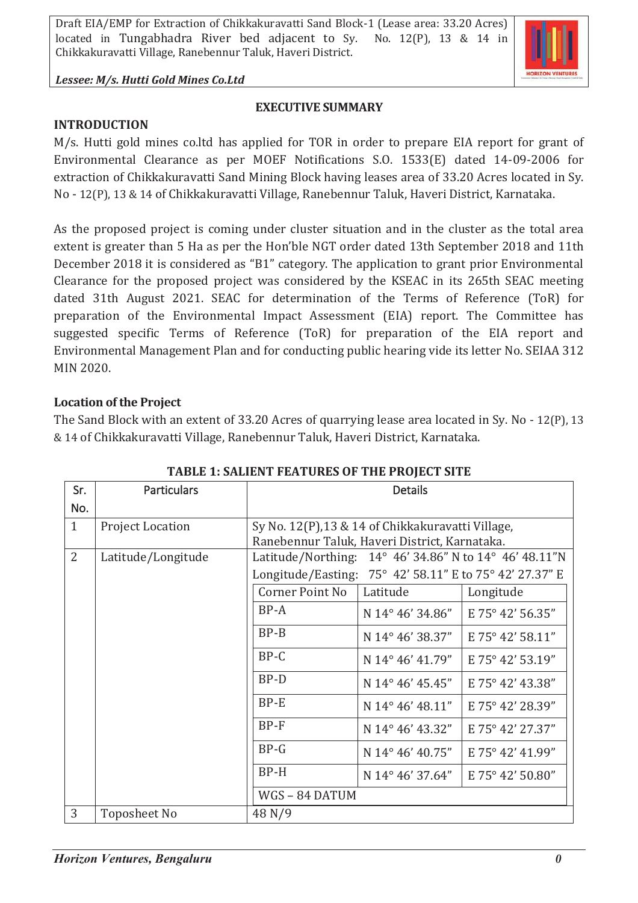## EXECUTIVE SUMMARY

### INTRODUCTION

M/s. Hutti gold mines co.ltd has applied for TOR in order to prepare EIA report for grant of Environmental Clearance as per MOEF Notifications S.O. 1533(E) dated 14-09-2006 for extraction of Chikkakuravatti Sand Mining Block having leases area of 33.20 Acres located in Sy. No - 12(P), 13 & 14 of Chikkakuravatti Village, Ranebennur Taluk, Haveri District, Karnataka.

As the proposed project is coming under cluster situation and in the cluster as the total area extent is greater than 5 Ha as per the Hon'ble NGT order dated 13th September 2018 and 11th December 2018 it is considered as "B1" category. The application to grant prior Environmental Clearance for the proposed project was considered by the KSEAC in its 265th SEAC meeting dated 31th August 2021. SEAC for determination of the Terms of Reference (ToR) for preparation of the Environmental Impact Assessment (EIA) report. The Committee has suggested specific Terms of Reference (ToR) for preparation of the EIA report and Environmental Management Plan and for conducting public hearing vide its letter No. SEIAA 312 MIN 2020.

### Location of the Project

The Sand Block with an extent of 33.20 Acres of quarrying lease area located in Sy. No - 12(P), 13 & 14 of Chikkakuravatti Village, Ranebennur Taluk, Haveri District, Karnataka.

**TABLE 1: SALIENT FEATURES OF THE PROJECT SITE**

| Sr. No. | Particulars | Details | | |
|---|---|---|---|---|
| 1 | Project Location | Sy No. 12(P),13 & 14 of Chikkakuravatti Village, Ranebennur Taluk, Haveri District, Karnataka. | | |
| 2 | Latitude/Longitude | Latitude/Northing: 14° 46' 34.86" N to 14° 46' 48.11"N | | |
| | | Longitude/Easting: 75° 42' 58.11" E to 75° 42' 27.37" E | | |
| | | Corner Point No | Latitude | Longitude |
| | | BP-A | N 14° 46' 34.86" | E 75° 42' 56.35" |
| | | BP-B | N 14° 46' 38.37" | E 75° 42' 58.11" |
| | | BP-C | N 14° 46' 41.79" | E 75° 42' 53.19" |
| | | BP-D | N 14° 46' 45.45" | E 75° 42' 43.38" |
| | | BP-E | N 14° 46' 48.11" | E 75° 42' 28.39" |
| | | BP-F | N 14° 46' 43.32" | E 75° 42' 27.37" |
| | | BP-G | N 14° 46' 40.75" | E 75° 42' 41.99" |
| | | BP-H | N 14° 46' 37.64" | E 75° 42' 50.80" |
| | | WGS – 84 DATUM | | |
| 3 | Toposheet No | 48 N/9 | | |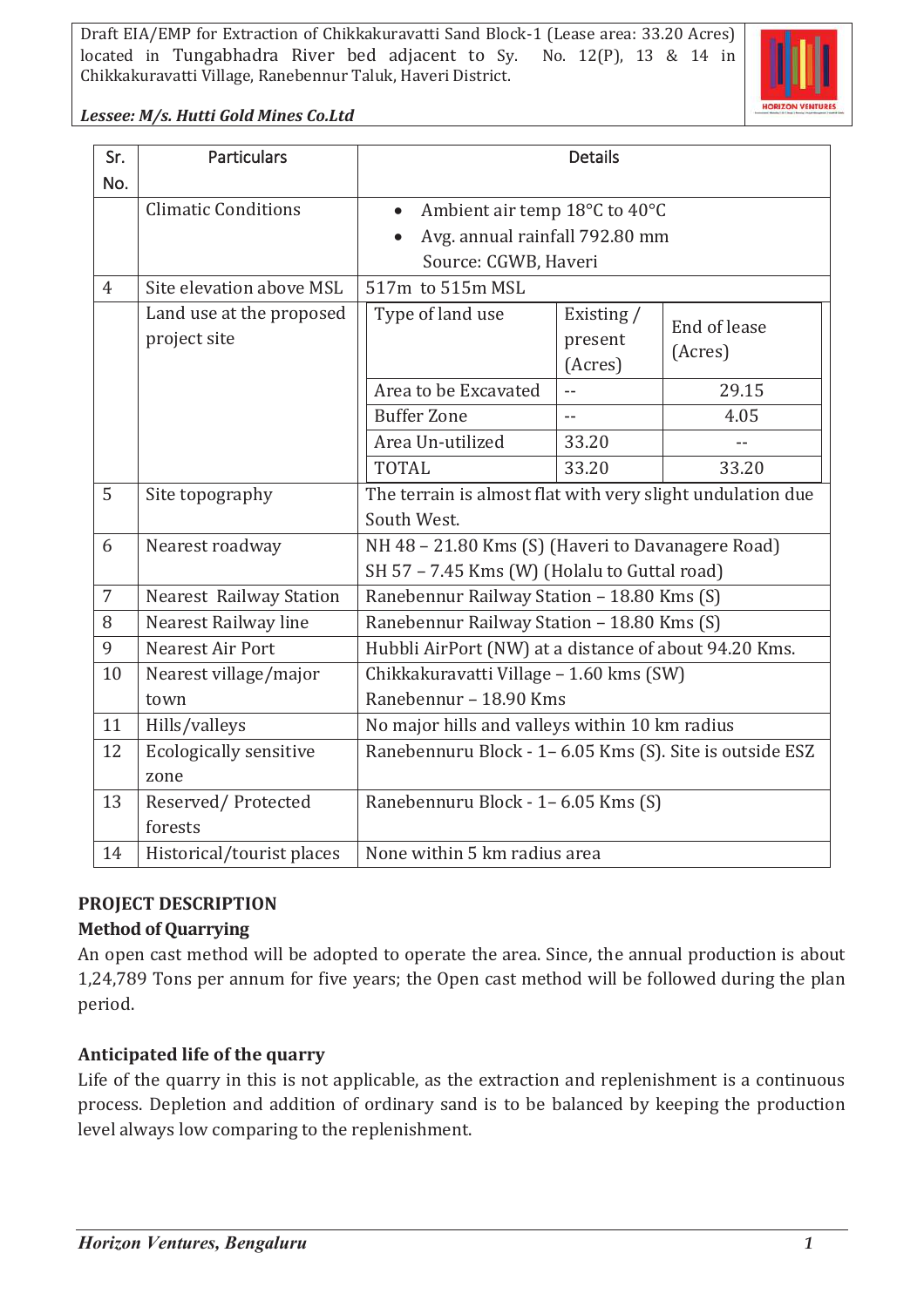| Sr. No. | Particulars | Details | | |
|---|---|---|---|---|
| | Climatic Conditions | • Ambient air temp 18°C to 40°C<br>• Avg. annual rainfall 792.80 mm<br>Source: CGWB, Haveri | | |
| 4 | Site elevation above MSL | 517m to 515m MSL | | |
| | Land use at the proposed project site | Type of land use | Existing / present (Acres) | End of lease (Acres) |
| | | Area to be Excavated | -- | 29.15 |
| | | Buffer Zone | -- | 4.05 |
| | | Area Un-utilized | 33.20 | -- |
| | | TOTAL | 33.20 | 33.20 |
| 5 | Site topography | The terrain is almost flat with very slight undulation due South West. | | |
| 6 | Nearest roadway | NH 48 – 21.80 Kms (S) (Haveri to Davanagere Road)<br>SH 57 – 7.45 Kms (W) (Holalu to Guttal road) | | |
| 7 | Nearest Railway Station | Ranebennur Railway Station – 18.80 Kms (S) | | |
| 8 | Nearest Railway line | Ranebennur Railway Station – 18.80 Kms (S) | | |
| 9 | Nearest Air Port | Hubbli AirPort (NW) at a distance of about 94.20 Kms. | | |
| 10 | Nearest village/major town | Chikkakuravatti Village – 1.60 kms (SW)<br>Ranebennur – 18.90 Kms | | |
| 11 | Hills/valleys | No major hills and valleys within 10 km radius | | |
| 12 | Ecologically sensitive zone | Ranebennuru Block - 1– 6.05 Kms (S). Site is outside ESZ | | |
| 13 | Reserved/ Protected forests | Ranebennuru Block - 1– 6.05 Kms (S) | | |
| 14 | Historical/tourist places | None within 5 km radius area | | |

## PROJECT DESCRIPTION

### Method of Quarrying

An open cast method will be adopted to operate the area. Since, the annual production is about 1,24,789 Tons per annum for five years; the Open cast method will be followed during the plan period.

### Anticipated life of the quarry

Life of the quarry in this is not applicable, as the extraction and replenishment is a continuous process. Depletion and addition of ordinary sand is to be balanced by keeping the production level always low comparing to the replenishment.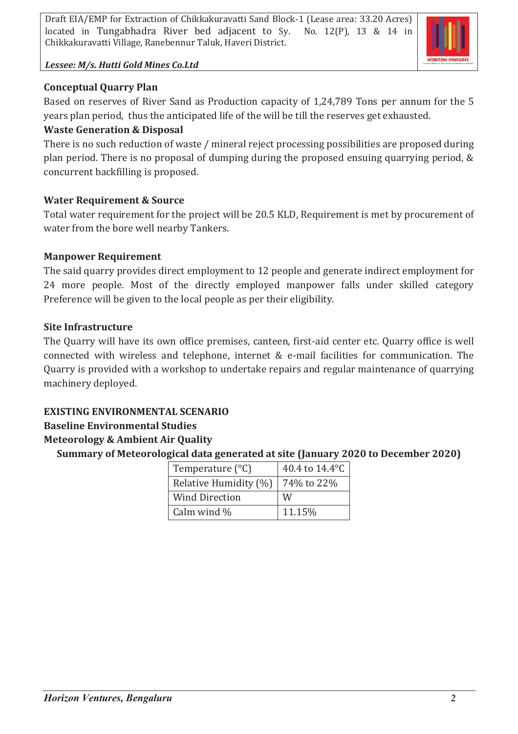**Conceptual Quarry Plan**

Based on reserves of River Sand as Production capacity of 1,24,789 Tons per annum for the 5 years plan period, thus the anticipated life of the will be till the reserves get exhausted.

**Waste Generation & Disposal**

There is no such reduction of waste / mineral reject processing possibilities are proposed during plan period. There is no proposal of dumping during the proposed ensuing quarrying period, & concurrent backfilling is proposed.

**Water Requirement & Source**

Total water requirement for the project will be 20.5 KLD, Requirement is met by procurement of water from the bore well nearby Tankers.

**Manpower Requirement**

The said quarry provides direct employment to 12 people and generate indirect employment for 24 more people. Most of the directly employed manpower falls under skilled category Preference will be given to the local people as per their eligibility.

**Site Infrastructure**

The Quarry will have its own office premises, canteen, first-aid center etc. Quarry office is well connected with wireless and telephone, internet & e-mail facilities for communication. The Quarry is provided with a workshop to undertake repairs and regular maintenance of quarrying machinery deployed.

**EXISTING ENVIRONMENTAL SCENARIO**

**Baseline Environmental Studies**

**Meteorology & Ambient Air Quality**

**Summary of Meteorological data generated at site (January 2020 to December 2020)**

| Temperature (°C) | 40.4 to 14.4°C |
|---|---|
| Relative Humidity (%) | 74% to 22% |
| Wind Direction | W |
| Calm wind % | 11.15% |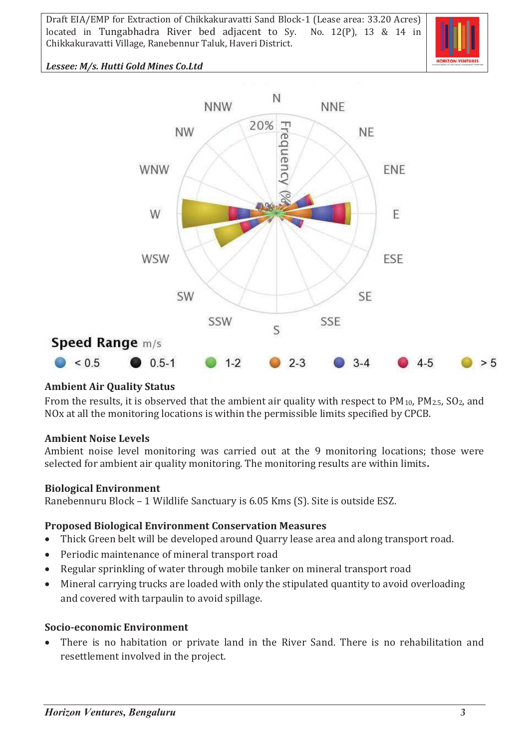N

NNW NNE

NW NE

WNW ENE

W E

WSW ESE

SW SE

SSW SSE

S

20%

Frequency (%)

**Speed Range** m/s

< 0.5   0.5-1   1-2   2-3   3-4   4-5   > 5

### Ambient Air Quality Status

From the results, it is observed that the ambient air quality with respect to $PM_{10}$, $PM_{2.5}$, $SO_2$, and NOx at all the monitoring locations is within the permissible limits specified by CPCB.

### Ambient Noise Levels

Ambient noise level monitoring was carried out at the 9 monitoring locations; those were selected for ambient air quality monitoring. The monitoring results are within limits**.**

### Biological Environment

Ranebennuru Block – 1 Wildlife Sanctuary is 6.05 Kms (S). Site is outside ESZ.

### Proposed Biological Environment Conservation Measures

- Thick Green belt will be developed around Quarry lease area and along transport road.
- Periodic maintenance of mineral transport road
- Regular sprinkling of water through mobile tanker on mineral transport road
- Mineral carrying trucks are loaded with only the stipulated quantity to avoid overloading and covered with tarpaulin to avoid spillage.

### Socio-economic Environment

- There is no habitation or private land in the River Sand. There is no rehabilitation and resettlement involved in the project.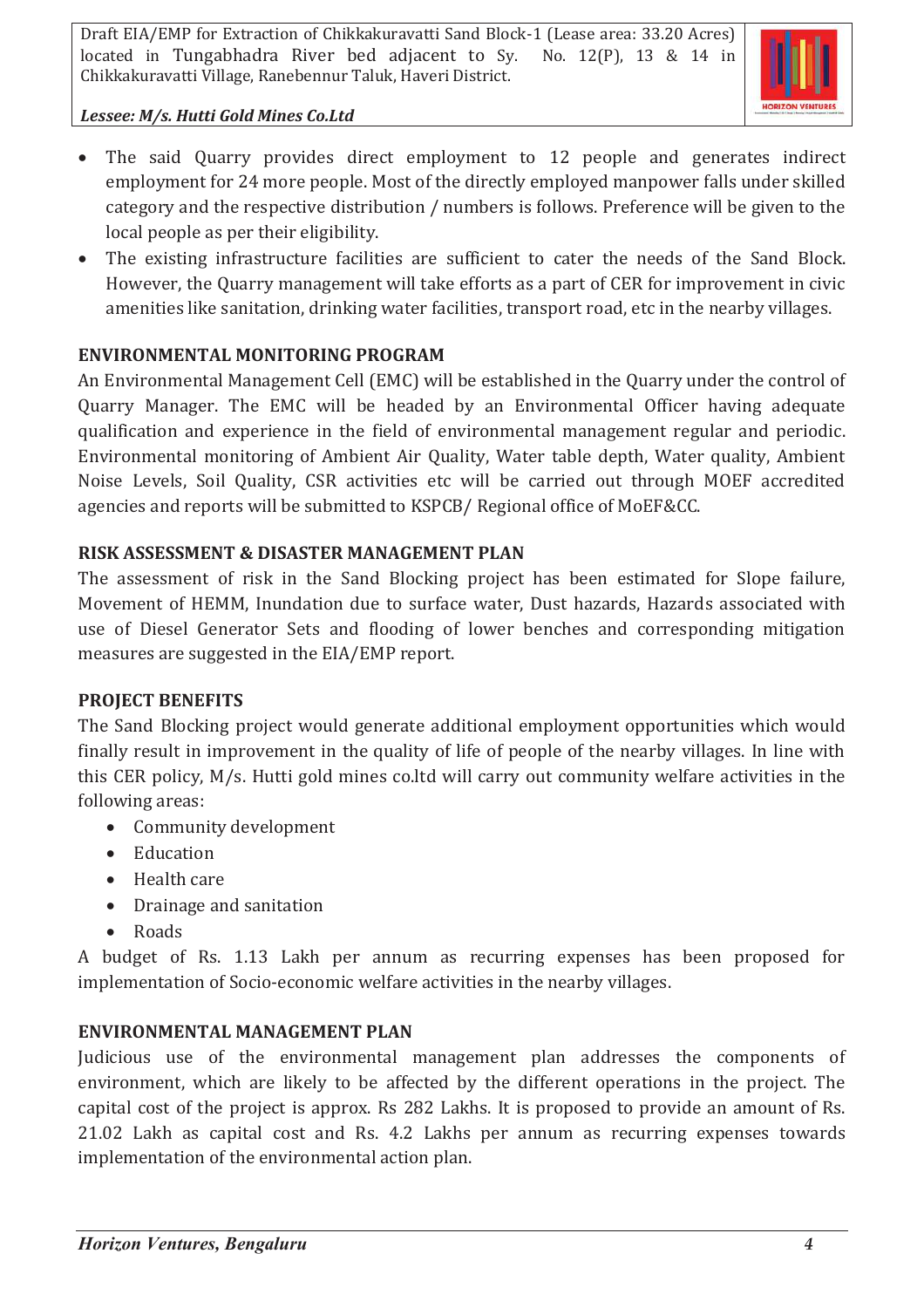- The said Quarry provides direct employment to 12 people and generates indirect employment for 24 more people. Most of the directly employed manpower falls under skilled category and the respective distribution / numbers is follows. Preference will be given to the local people as per their eligibility.
- The existing infrastructure facilities are sufficient to cater the needs of the Sand Block. However, the Quarry management will take efforts as a part of CER for improvement in civic amenities like sanitation, drinking water facilities, transport road, etc in the nearby villages.

## ENVIRONMENTAL MONITORING PROGRAM

An Environmental Management Cell (EMC) will be established in the Quarry under the control of Quarry Manager. The EMC will be headed by an Environmental Officer having adequate qualification and experience in the field of environmental management regular and periodic. Environmental monitoring of Ambient Air Quality, Water table depth, Water quality, Ambient Noise Levels, Soil Quality, CSR activities etc will be carried out through MOEF accredited agencies and reports will be submitted to KSPCB/ Regional office of MoEF&CC.

## RISK ASSESSMENT & DISASTER MANAGEMENT PLAN

The assessment of risk in the Sand Blocking project has been estimated for Slope failure, Movement of HEMM, Inundation due to surface water, Dust hazards, Hazards associated with use of Diesel Generator Sets and flooding of lower benches and corresponding mitigation measures are suggested in the EIA/EMP report.

## PROJECT BENEFITS

The Sand Blocking project would generate additional employment opportunities which would finally result in improvement in the quality of life of people of the nearby villages. In line with this CER policy, M/s. Hutti gold mines co.ltd will carry out community welfare activities in the following areas:

- Community development
- Education
- Health care
- Drainage and sanitation
- Roads

A budget of Rs. 1.13 Lakh per annum as recurring expenses has been proposed for implementation of Socio-economic welfare activities in the nearby villages.

## ENVIRONMENTAL MANAGEMENT PLAN

Judicious use of the environmental management plan addresses the components of environment, which are likely to be affected by the different operations in the project. The capital cost of the project is approx. Rs 282 Lakhs. It is proposed to provide an amount of Rs. 21.02 Lakh as capital cost and Rs. 4.2 Lakhs per annum as recurring expenses towards implementation of the environmental action plan.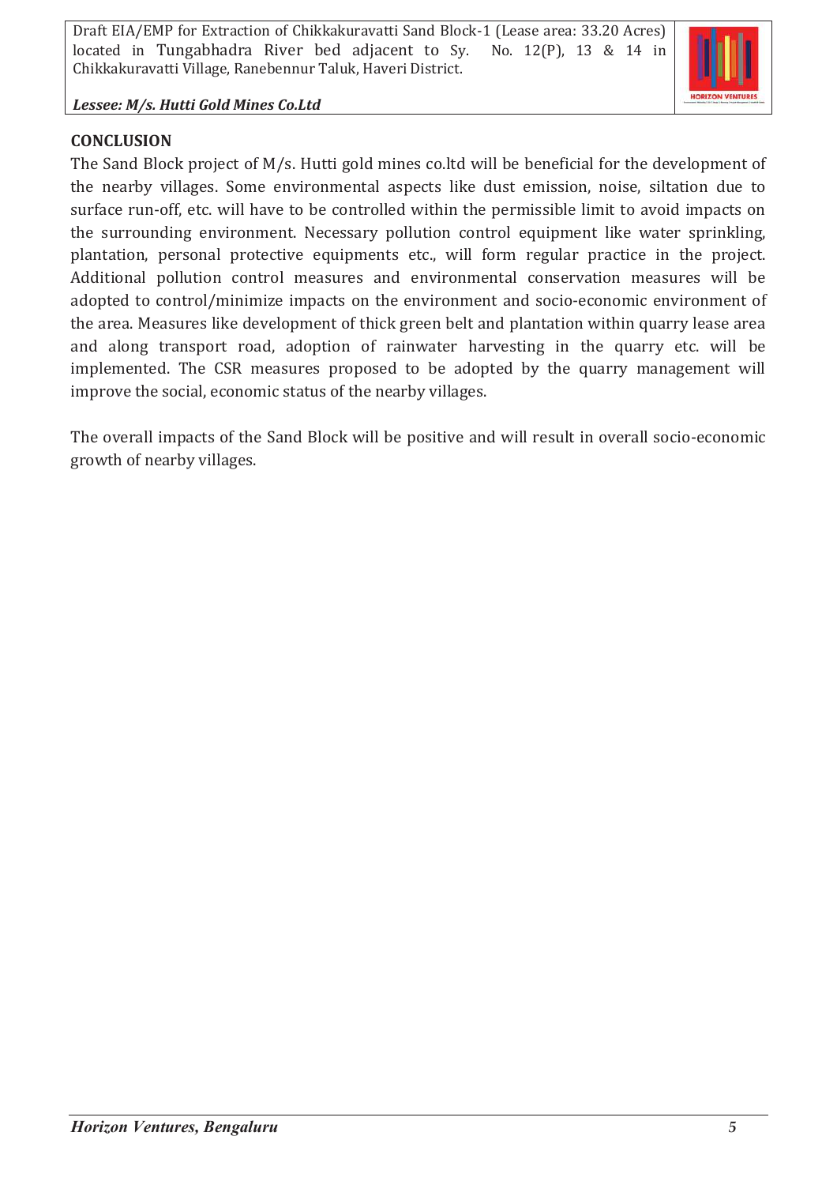## CONCLUSION

The Sand Block project of M/s. Hutti gold mines co.ltd will be beneficial for the development of the nearby villages. Some environmental aspects like dust emission, noise, siltation due to surface run-off, etc. will have to be controlled within the permissible limit to avoid impacts on the surrounding environment. Necessary pollution control equipment like water sprinkling, plantation, personal protective equipments etc., will form regular practice in the project. Additional pollution control measures and environmental conservation measures will be adopted to control/minimize impacts on the environment and socio-economic environment of the area. Measures like development of thick green belt and plantation within quarry lease area and along transport road, adoption of rainwater harvesting in the quarry etc. will be implemented. The CSR measures proposed to be adopted by the quarry management will improve the social, economic status of the nearby villages.

The overall impacts of the Sand Block will be positive and will result in overall socio-economic growth of nearby villages.